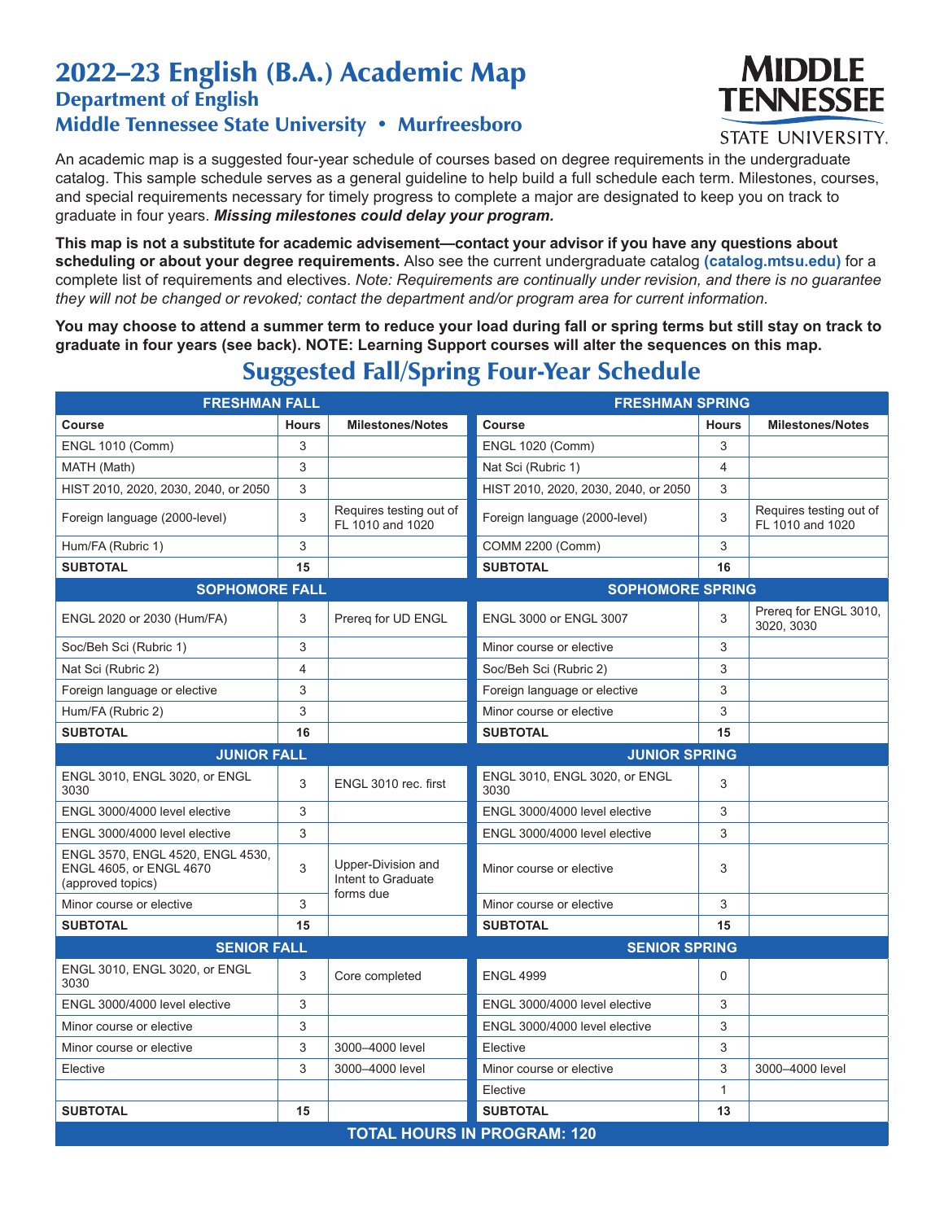# 2022–23 English (B.A.) Academic Map

## Department of English

## Middle Tennessee State University • Murfreesboro

MIDDLE TENNESSEE STATE UNIVERSITY.

An academic map is a suggested four-year schedule of courses based on degree requirements in the undergraduate catalog. This sample schedule serves as a general guideline to help build a full schedule each term. Milestones, courses, and special requirements necessary for timely progress to complete a major are designated to keep you on track to graduate in four years. ***Missing milestones could delay your program.***

**This map is not a substitute for academic advisement—contact your advisor if you have any questions about scheduling or about your degree requirements.** Also see the current undergraduate catalog **(catalog.mtsu.edu)** for a complete list of requirements and electives. *Note: Requirements are continually under revision, and there is no guarantee they will not be changed or revoked; contact the department and/or program area for current information.*

**You may choose to attend a summer term to reduce your load during fall or spring terms but still stay on track to graduate in four years (see back). NOTE: Learning Support courses will alter the sequences on this map.**

## Suggested Fall/Spring Four-Year Schedule

| FRESHMAN FALL | | | FRESHMAN SPRING | | |
|---|---|---|---|---|---|
| **Course** | **Hours** | **Milestones/Notes** | **Course** | **Hours** | **Milestones/Notes** |
| ENGL 1010 (Comm) | 3 | | ENGL 1020 (Comm) | 3 | |
| MATH (Math) | 3 | | Nat Sci (Rubric 1) | 4 | |
| HIST 2010, 2020, 2030, 2040, or 2050 | 3 | | HIST 2010, 2020, 2030, 2040, or 2050 | 3 | |
| Foreign language (2000-level) | 3 | Requires testing out of FL 1010 and 1020 | Foreign language (2000-level) | 3 | Requires testing out of FL 1010 and 1020 |
| Hum/FA (Rubric 1) | 3 | | COMM 2200 (Comm) | 3 | |
| **SUBTOTAL** | **15** | | **SUBTOTAL** | **16** | |
| **SOPHOMORE FALL** | | | **SOPHOMORE SPRING** | | |
| ENGL 2020 or 2030 (Hum/FA) | 3 | Prereq for UD ENGL | ENGL 3000 or ENGL 3007 | 3 | Prereq for ENGL 3010, 3020, 3030 |
| Soc/Beh Sci (Rubric 1) | 3 | | Minor course or elective | 3 | |
| Nat Sci (Rubric 2) | 4 | | Soc/Beh Sci (Rubric 2) | 3 | |
| Foreign language or elective | 3 | | Foreign language or elective | 3 | |
| Hum/FA (Rubric 2) | 3 | | Minor course or elective | 3 | |
| **SUBTOTAL** | **16** | | **SUBTOTAL** | **15** | |
| **JUNIOR FALL** | | | **JUNIOR SPRING** | | |
| ENGL 3010, ENGL 3020, or ENGL 3030 | 3 | ENGL 3010 rec. first | ENGL 3010, ENGL 3020, or ENGL 3030 | 3 | |
| ENGL 3000/4000 level elective | 3 | | ENGL 3000/4000 level elective | 3 | |
| ENGL 3000/4000 level elective | 3 | | ENGL 3000/4000 level elective | 3 | |
| ENGL 3570, ENGL 4520, ENGL 4530, ENGL 4605, or ENGL 4670 (approved topics) | 3 | Upper-Division and Intent to Graduate forms due | Minor course or elective | 3 | |
| Minor course or elective | 3 | | Minor course or elective | 3 | |
| **SUBTOTAL** | **15** | | **SUBTOTAL** | **15** | |
| **SENIOR FALL** | | | **SENIOR SPRING** | | |
| ENGL 3010, ENGL 3020, or ENGL 3030 | 3 | Core completed | ENGL 4999 | 0 | |
| ENGL 3000/4000 level elective | 3 | | ENGL 3000/4000 level elective | 3 | |
| Minor course or elective | 3 | | ENGL 3000/4000 level elective | 3 | |
| Minor course or elective | 3 | 3000–4000 level | Elective | 3 | |
| Elective | 3 | 3000–4000 level | Minor course or elective | 3 | 3000–4000 level |
| | | | Elective | 1 | |
| **SUBTOTAL** | **15** | | **SUBTOTAL** | **13** | |
| **TOTAL HOURS IN PROGRAM: 120** | | | | | |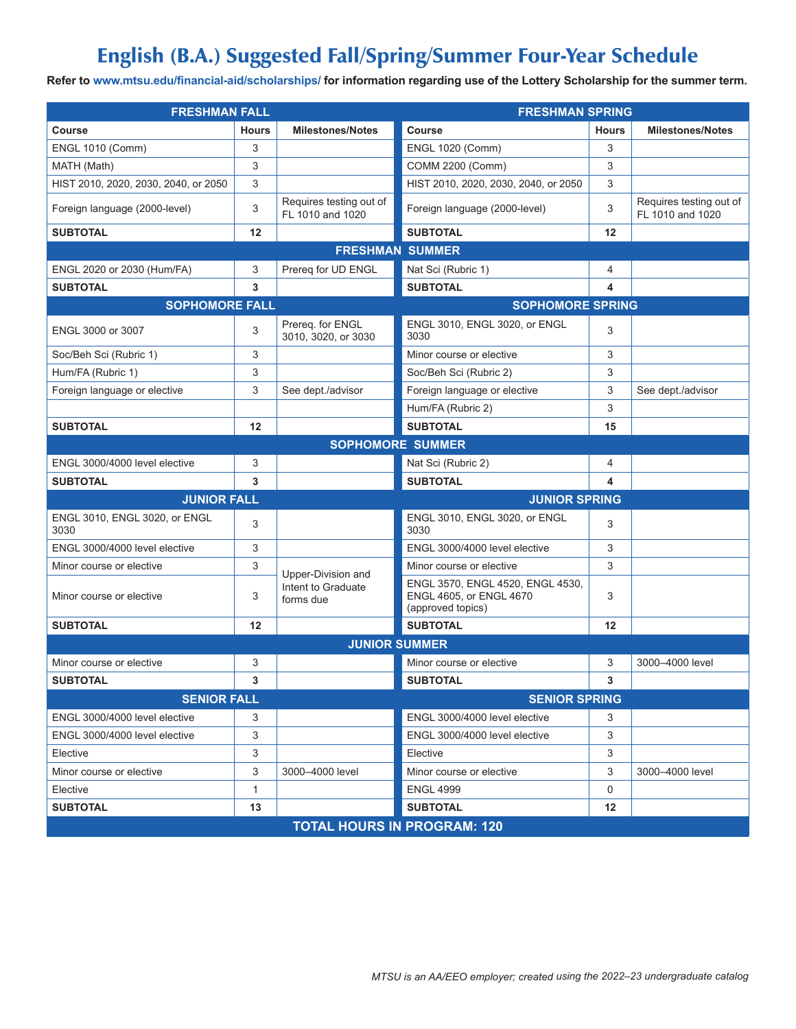# English (B.A.) Suggested Fall/Spring/Summer Four-Year Schedule

**Refer to www.mtsu.edu/financial-aid/scholarships/ for information regarding use of the Lottery Scholarship for the summer term.**

| FRESHMAN FALL | | | FRESHMAN SPRING | | |
|---|---|---|---|---|---|
| **Course** | **Hours** | **Milestones/Notes** | **Course** | **Hours** | **Milestones/Notes** |
| ENGL 1010 (Comm) | 3 | | ENGL 1020 (Comm) | 3 | |
| MATH (Math) | 3 | | COMM 2200 (Comm) | 3 | |
| HIST 2010, 2020, 2030, 2040, or 2050 | 3 | | HIST 2010, 2020, 2030, 2040, or 2050 | 3 | |
| Foreign language (2000-level) | 3 | Requires testing out of FL 1010 and 1020 | Foreign language (2000-level) | 3 | Requires testing out of FL 1010 and 1020 |
| **SUBTOTAL** | **12** | | **SUBTOTAL** | **12** | |
| **FRESHMAN SUMMER** | | | | | |
| ENGL 2020 or 2030 (Hum/FA) | 3 | Prereq for UD ENGL | Nat Sci (Rubric 1) | 4 | |
| **SUBTOTAL** | **3** | | **SUBTOTAL** | **4** | |
| **SOPHOMORE FALL** | | | **SOPHOMORE SPRING** | | |
| ENGL 3000 or 3007 | 3 | Prereq. for ENGL 3010, 3020, or 3030 | ENGL 3010, ENGL 3020, or ENGL 3030 | 3 | |
| Soc/Beh Sci (Rubric 1) | 3 | | Minor course or elective | 3 | |
| Hum/FA (Rubric 1) | 3 | | Soc/Beh Sci (Rubric 2) | 3 | |
| Foreign language or elective | 3 | See dept./advisor | Foreign language or elective | 3 | See dept./advisor |
| | | | Hum/FA (Rubric 2) | 3 | |
| **SUBTOTAL** | **12** | | **SUBTOTAL** | **15** | |
| **SOPHOMORE SUMMER** | | | | | |
| ENGL 3000/4000 level elective | 3 | | Nat Sci (Rubric 2) | 4 | |
| **SUBTOTAL** | **3** | | **SUBTOTAL** | **4** | |
| **JUNIOR FALL** | | | **JUNIOR SPRING** | | |
| ENGL 3010, ENGL 3020, or ENGL 3030 | 3 | | ENGL 3010, ENGL 3020, or ENGL 3030 | 3 | |
| ENGL 3000/4000 level elective | 3 | | ENGL 3000/4000 level elective | 3 | |
| Minor course or elective | 3 | Upper-Division and Intent to Graduate forms due | Minor course or elective | 3 | |
| Minor course or elective | 3 | | ENGL 3570, ENGL 4520, ENGL 4530, ENGL 4605, or ENGL 4670 (approved topics) | 3 | |
| **SUBTOTAL** | **12** | | **SUBTOTAL** | **12** | |
| **JUNIOR SUMMER** | | | | | |
| Minor course or elective | 3 | | Minor course or elective | 3 | 3000–4000 level |
| **SUBTOTAL** | **3** | | **SUBTOTAL** | **3** | |
| **SENIOR FALL** | | | **SENIOR SPRING** | | |
| ENGL 3000/4000 level elective | 3 | | ENGL 3000/4000 level elective | 3 | |
| ENGL 3000/4000 level elective | 3 | | ENGL 3000/4000 level elective | 3 | |
| Elective | 3 | | Elective | 3 | |
| Minor course or elective | 3 | 3000–4000 level | Minor course or elective | 3 | 3000–4000 level |
| Elective | 1 | | ENGL 4999 | 0 | |
| **SUBTOTAL** | **13** | | **SUBTOTAL** | **12** | |
| **TOTAL HOURS IN PROGRAM: 120** | | | | | |

*MTSU is an AA/EEO employer; created using the 2022–23 undergraduate catalog*